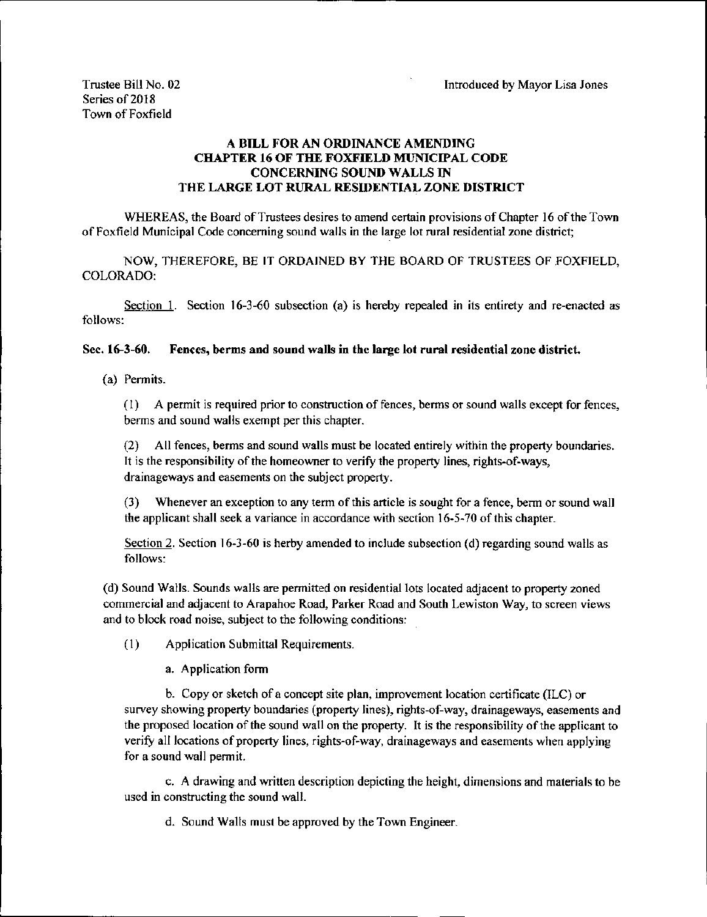Trustee Bill No. 02
Series of 2018
Town of Foxfield

Introduced by Mayor Lisa Jones

## A BILL FOR AN ORDINANCE AMENDING CHAPTER 16 OF THE FOXFIELD MUNICIPAL CODE CONCERNING SOUND WALLS IN THE LARGE LOT RURAL RESIDENTIAL ZONE DISTRICT

WHEREAS, the Board of Trustees desires to amend certain provisions of Chapter 16 of the Town of Foxfield Municipal Code concerning sound walls in the large lot rural residential zone district;

NOW, THEREFORE, BE IT ORDAINED BY THE BOARD OF TRUSTEES OF FOXFIELD, COLORADO:

Section 1. Section 16-3-60 subsection (a) is hereby repealed in its entirety and re-enacted as follows:

**Sec. 16-3-60. Fences, berms and sound walls in the large lot rural residential zone district.**

(a) Permits.

(1) A permit is required prior to construction of fences, berms or sound walls except for fences, berms and sound walls exempt per this chapter.

(2) All fences, berms and sound walls must be located entirely within the property boundaries. It is the responsibility of the homeowner to verify the property lines, rights-of-ways, drainageways and easements on the subject property.

(3) Whenever an exception to any term of this article is sought for a fence, berm or sound wall the applicant shall seek a variance in accordance with section 16-5-70 of this chapter.

Section 2. Section 16-3-60 is herby amended to include subsection (d) regarding sound walls as follows:

(d) Sound Walls. Sounds walls are permitted on residential lots located adjacent to property zoned commercial and adjacent to Arapahoe Road, Parker Road and South Lewiston Way, to screen views and to block road noise, subject to the following conditions:

(1) Application Submittal Requirements.

a. Application form

b. Copy or sketch of a concept site plan, improvement location certificate (ILC) or survey showing property boundaries (property lines), rights-of-way, drainageways, easements and the proposed location of the sound wall on the property. It is the responsibility of the applicant to verify all locations of property lines, rights-of-way, drainageways and easements when applying for a sound wall permit.

c. A drawing and written description depicting the height, dimensions and materials to be used in constructing the sound wall.

d. Sound Walls must be approved by the Town Engineer.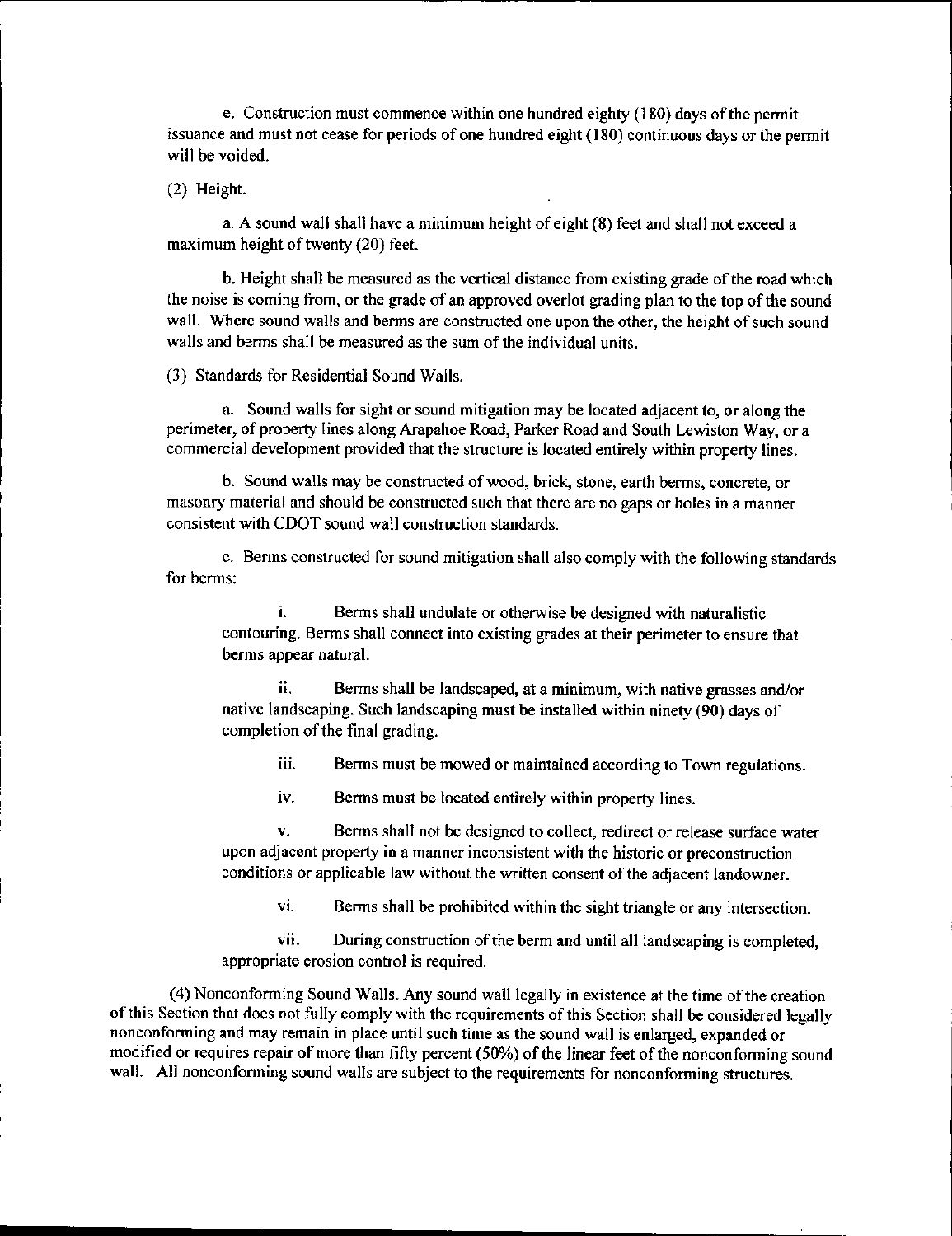e. Construction must commence within one hundred eighty (180) days of the permit issuance and must not cease for periods of one hundred eight (180) continuous days or the permit will be voided.

(2) Height.

a. A sound wall shall have a minimum height of eight (8) feet and shall not exceed a maximum height of twenty (20) feet.

b. Height shall be measured as the vertical distance from existing grade of the road which the noise is coming from, or the grade of an approved overlot grading plan to the top of the sound wall. Where sound walls and berms are constructed one upon the other, the height of such sound walls and berms shall be measured as the sum of the individual units.

(3) Standards for Residential Sound Walls.

a. Sound walls for sight or sound mitigation may be located adjacent to, or along the perimeter, of property lines along Arapahoe Road, Parker Road and South Lewiston Way, or a commercial development provided that the structure is located entirely within property lines.

b. Sound walls may be constructed of wood, brick, stone, earth berms, concrete, or masonry material and should be constructed such that there are no gaps or holes in a manner consistent with CDOT sound wall construction standards.

c. Berms constructed for sound mitigation shall also comply with the following standards for berms:

i. Berms shall undulate or otherwise be designed with naturalistic contouring. Berms shall connect into existing grades at their perimeter to ensure that berms appear natural.

ii. Berms shall be landscaped, at a minimum, with native grasses and/or native landscaping. Such landscaping must be installed within ninety (90) days of completion of the final grading.

iii. Berms must be mowed or maintained according to Town regulations.

iv. Berms must be located entirely within property lines.

v. Berms shall not be designed to collect, redirect or release surface water upon adjacent property in a manner inconsistent with the historic or preconstruction conditions or applicable law without the written consent of the adjacent landowner.

vi. Berms shall be prohibited within the sight triangle or any intersection.

vii. During construction of the berm and until all landscaping is completed, appropriate erosion control is required.

(4) Nonconforming Sound Walls. Any sound wall legally in existence at the time of the creation of this Section that does not fully comply with the requirements of this Section shall be considered legally nonconforming and may remain in place until such time as the sound wall is enlarged, expanded or modified or requires repair of more than fifty percent (50%) of the linear feet of the nonconforming sound wall. All nonconforming sound walls are subject to the requirements for nonconforming structures.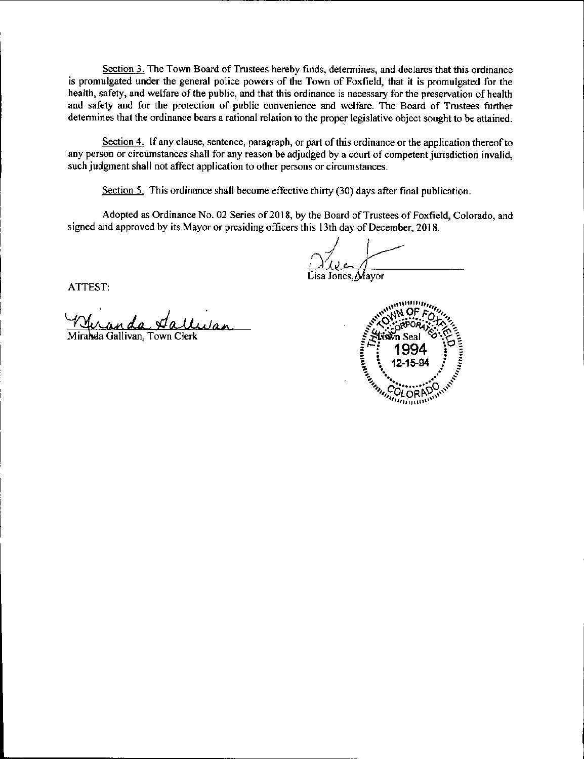Section 3. The Town Board of Trustees hereby finds, determines, and declares that this ordinance is promulgated under the general police powers of the Town of Foxfield, that it is promulgated for the health, safety, and welfare of the public, and that this ordinance is necessary for the preservation of health and safety and for the protection of public convenience and welfare. The Board of Trustees further determines that the ordinance bears a rational relation to the proper legislative object sought to be attained.

Section 4. If any clause, sentence, paragraph, or part of this ordinance or the application thereof to any person or circumstances shall for any reason be adjudged by a court of competent jurisdiction invalid, such judgment shall not affect application to other persons or circumstances.

Section 5. This ordinance shall become effective thirty (30) days after final publication.

Adopted as Ordinance No. 02 Series of 2018, by the Board of Trustees of Foxfield, Colorado, and signed and approved by its Mayor or presiding officers this 13th day of December, 2018.

Lisa Jones, Mayor

ATTEST:

Miranda Gallivan, Town Clerk

THE TOWN OF FOXFIELD
INCORPORATED
Town Seal
1994
12-15-94
COLORADO